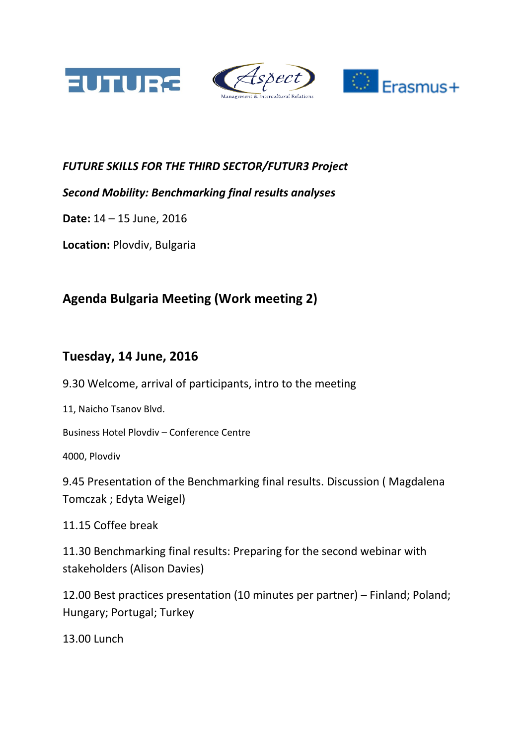*FUTURE SKILLS FOR THE THIRD SECTOR/FUTUR3 Project*

*Second Mobility: Benchmarking final results analyses*

**Date:** 14 – 15 June, 2016

**Location:** Plovdiv, Bulgaria

## Agenda Bulgaria Meeting (Work meeting 2)

## Tuesday, 14 June, 2016

9.30 Welcome, arrival of participants, intro to the meeting

11, Naicho Tsanov Blvd.

Business Hotel Plovdiv – Conference Centre

4000, Plovdiv

9.45 Presentation of the Benchmarking final results. Discussion ( Magdalena Tomczak ; Edyta Weigel)

11.15 Coffee break

11.30 Benchmarking final results: Preparing for the second webinar with stakeholders (Alison Davies)

12.00 Best practices presentation (10 minutes per partner) – Finland; Poland; Hungary; Portugal; Turkey

13.00 Lunch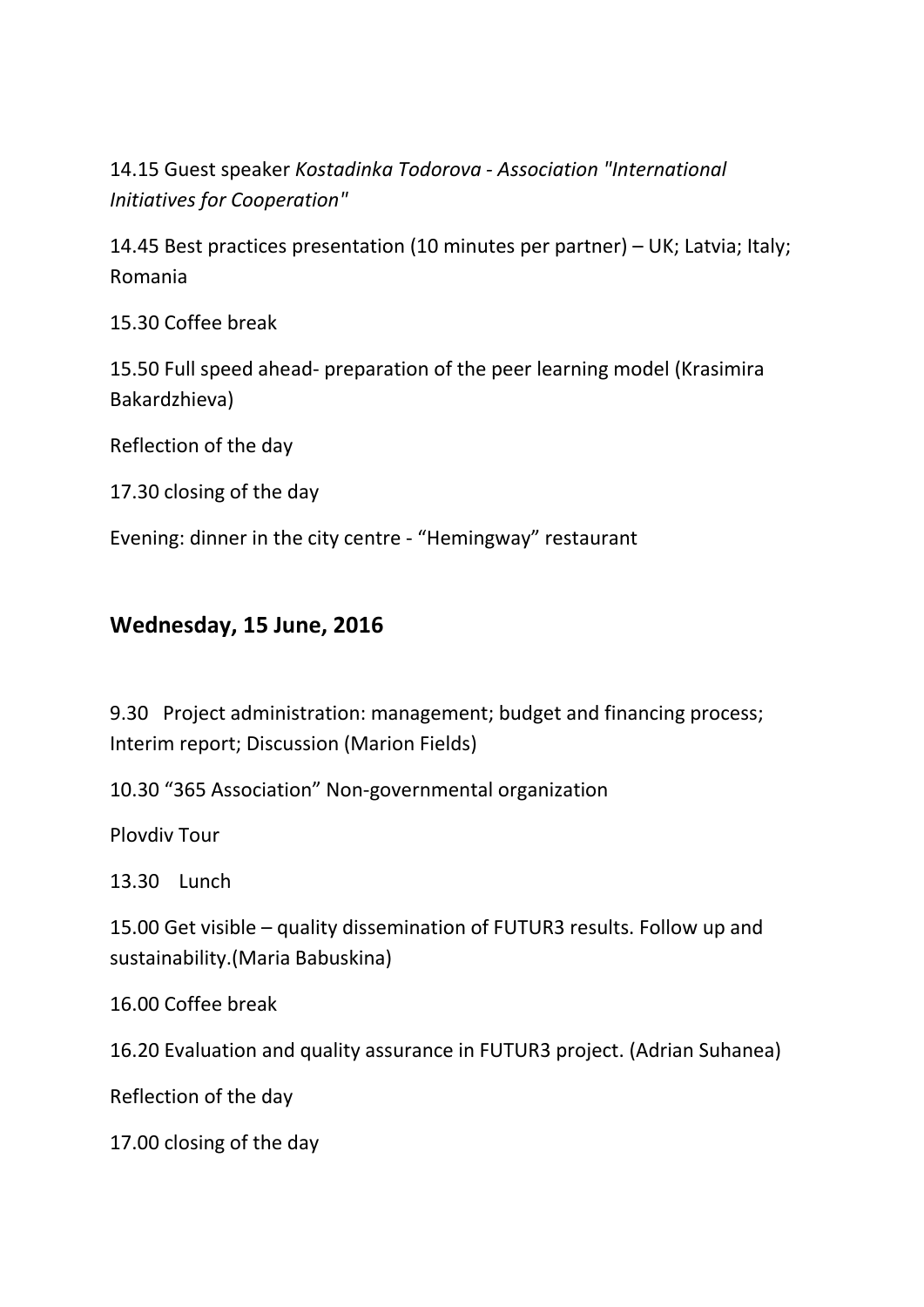14.15 Guest speaker *Kostadinka Todorova - Association "International Initiatives for Cooperation"*

14.45 Best practices presentation (10 minutes per partner) – UK; Latvia; Italy; Romania

15.30 Coffee break

15.50 Full speed ahead- preparation of the peer learning model (Krasimira Bakardzhieva)

Reflection of the day

17.30 closing of the day

Evening: dinner in the city centre - “Hemingway” restaurant

## Wednesday, 15 June, 2016

9.30 Project administration: management; budget and financing process; Interim report; Discussion (Marion Fields)

10.30 “365 Association” Non-governmental organization

Plovdiv Tour

13.30 Lunch

15.00 Get visible – quality dissemination of FUTUR3 results. Follow up and sustainability.(Maria Babuskina)

16.00 Coffee break

16.20 Evaluation and quality assurance in FUTUR3 project. (Adrian Suhanea)

Reflection of the day

17.00 closing of the day